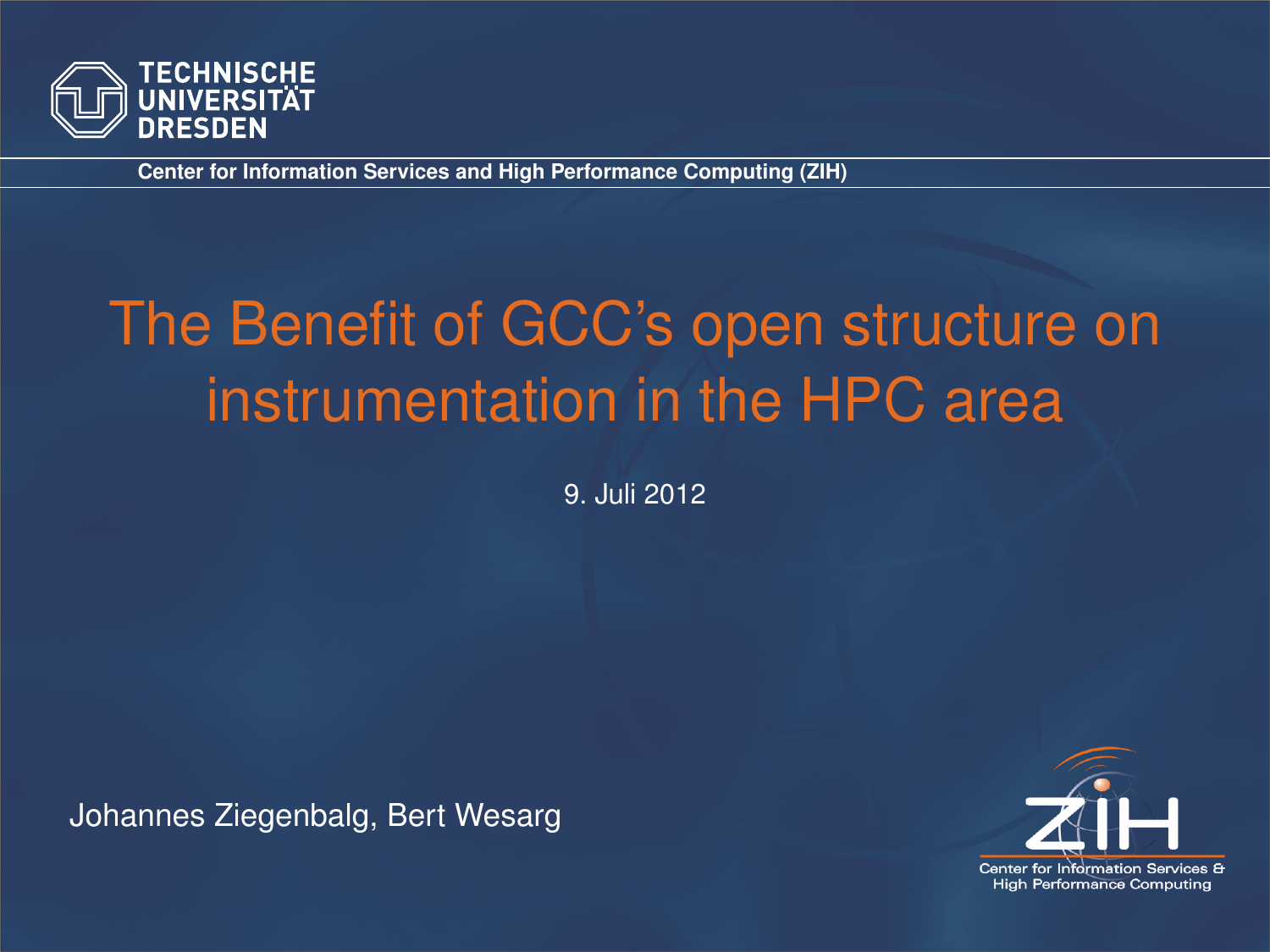TECHNISCHE UNIVERSITÄT DRESDEN

Center for Information Services and High Performance Computing (ZIH)

# The Benefit of GCC's open structure on instrumentation in the HPC area

9. Juli 2012

Johannes Ziegenbalg, Bert Wesarg

ZIH
Center for Information Services & High Performance Computing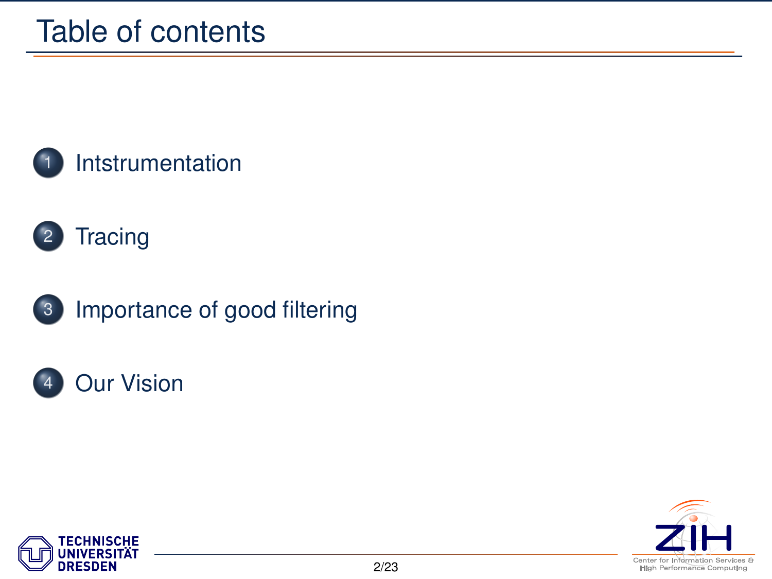# Table of contents

1. Intstrumentation
2. Tracing
3. Importance of good filtering
4. Our Vision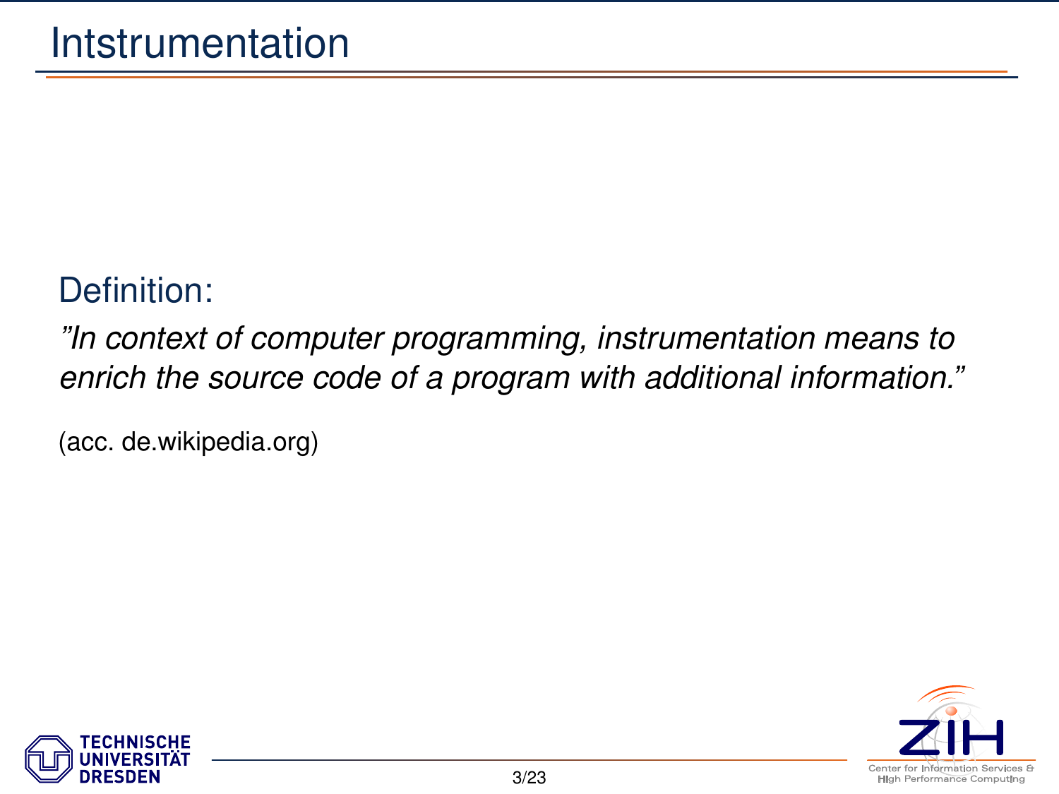# Intstrumentation

Definition:

*"In context of computer programming, instrumentation means to enrich the source code of a program with additional information."*

(acc. de.wikipedia.org)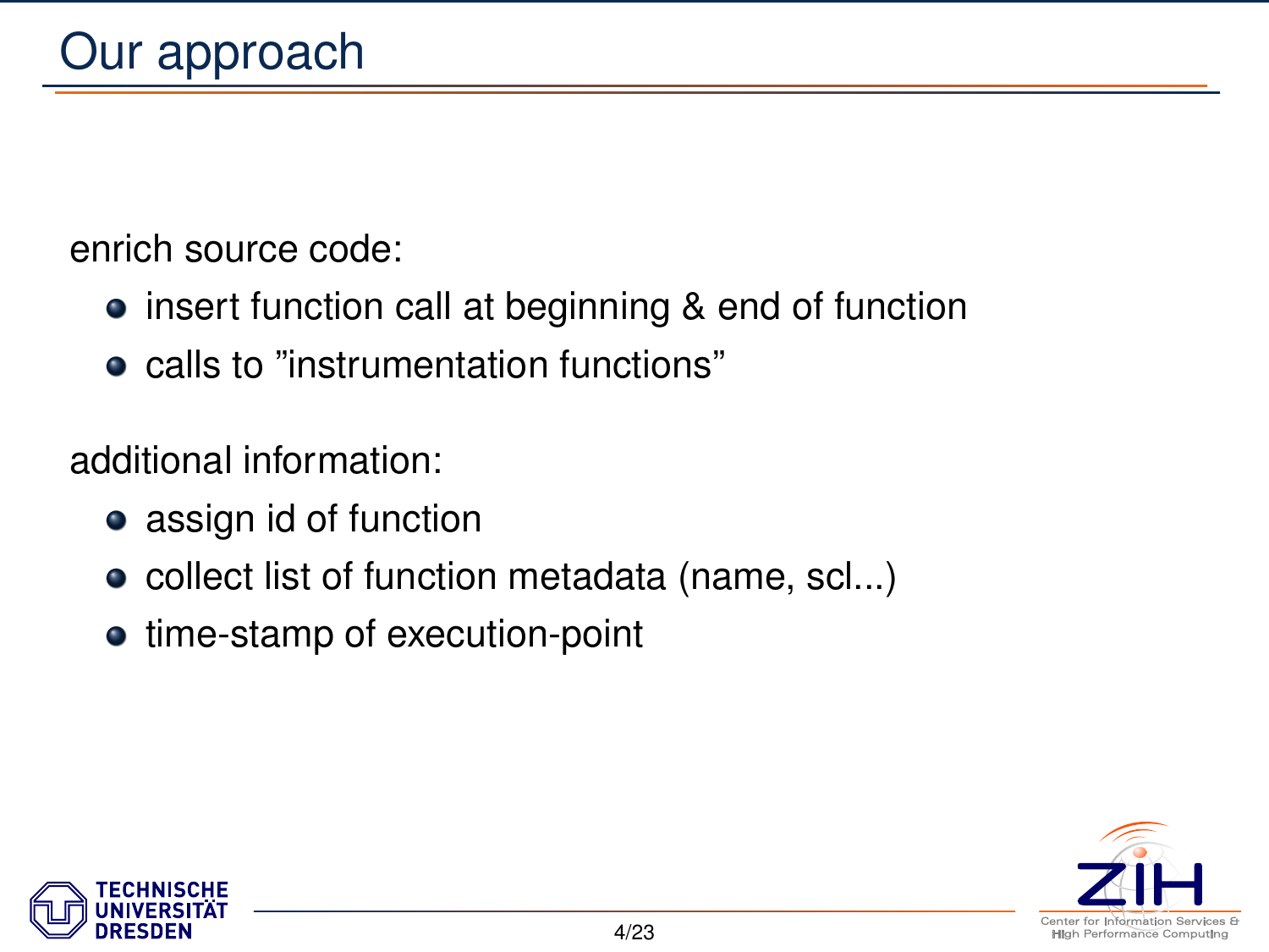# Our approach

enrich source code:

- insert function call at beginning & end of function
- calls to ”instrumentation functions”

additional information:

- assign id of function
- collect list of function metadata (name, scl...)
- time-stamp of execution-point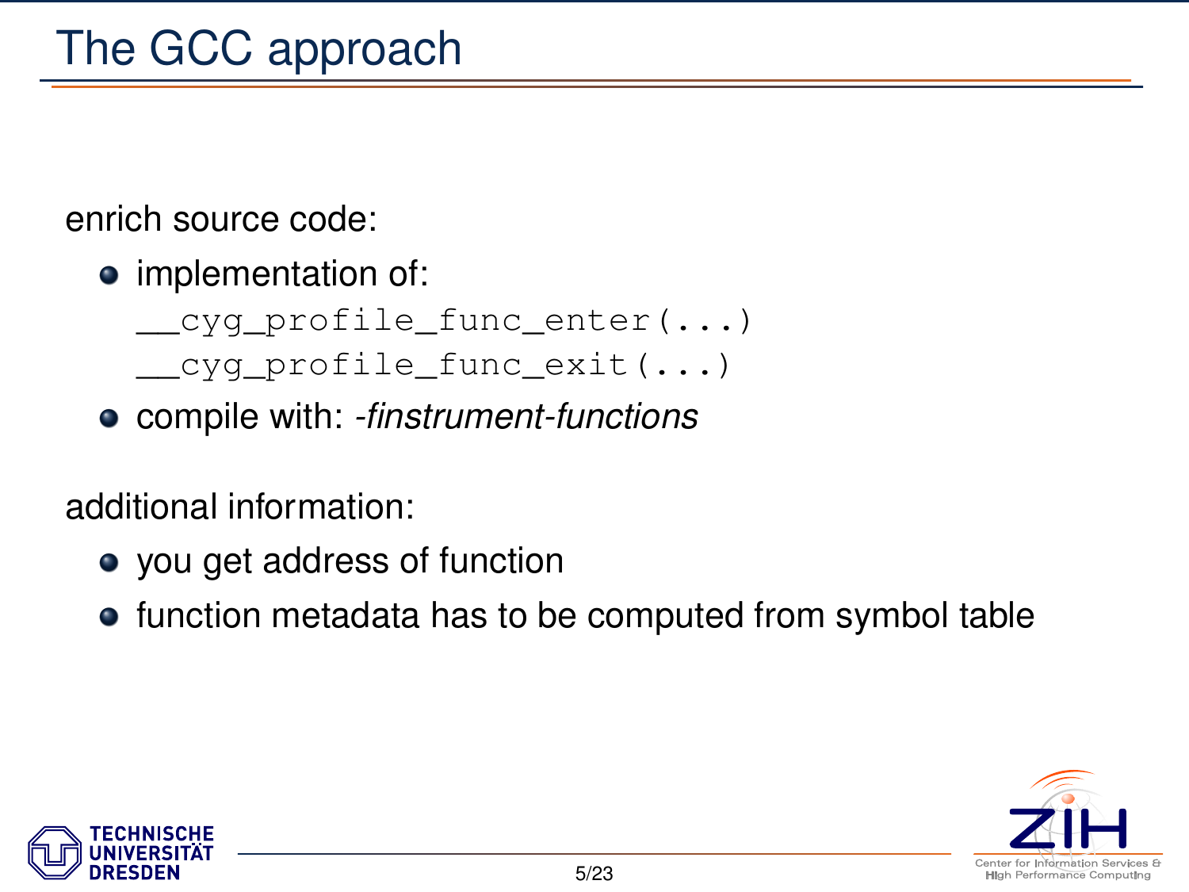# The GCC approach

enrich source code:

- implementation of:
  `__cyg_profile_func_enter(...)`
  `__cyg_profile_func_exit(...)`
- compile with: *-finstrument-functions*

additional information:

- you get address of function
- function metadata has to be computed from symbol table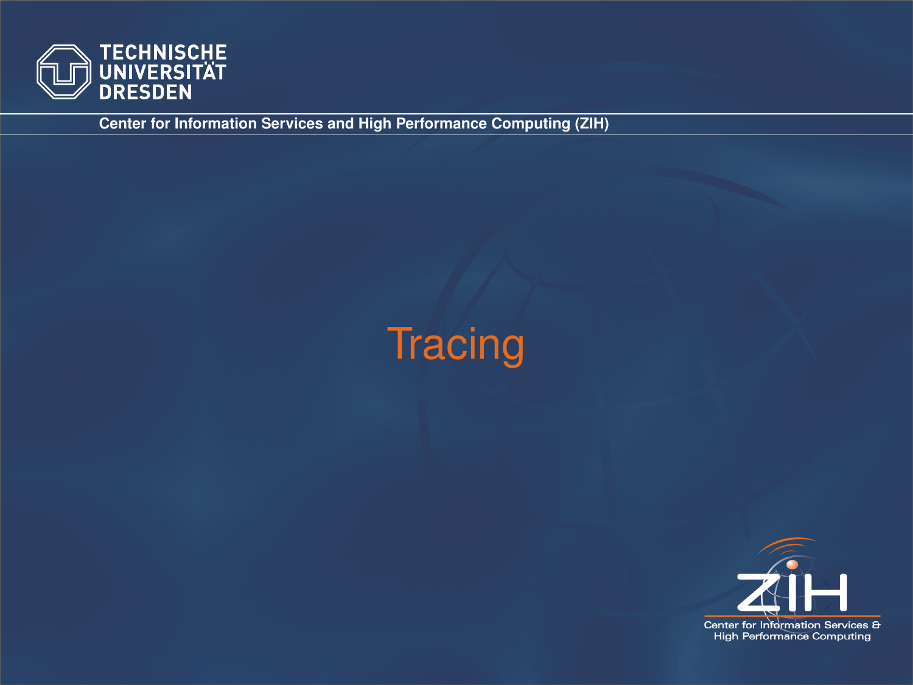# Tracing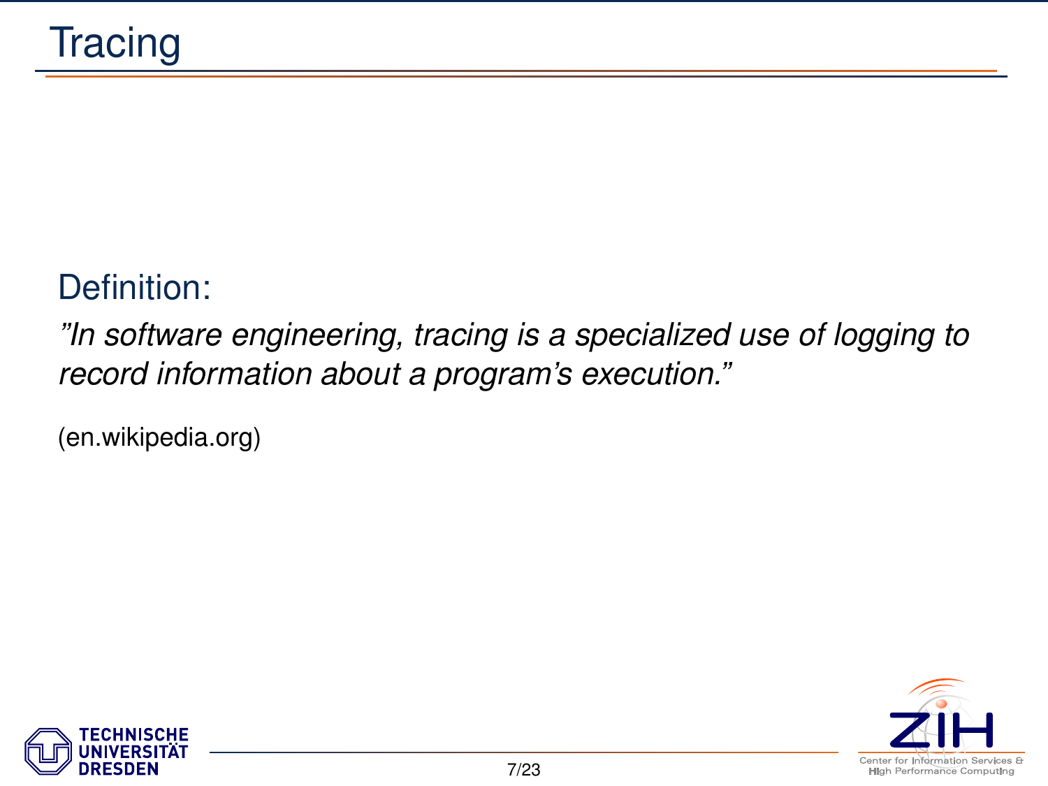# Tracing

Definition:

*"In software engineering, tracing is a specialized use of logging to record information about a program's execution."*

(en.wikipedia.org)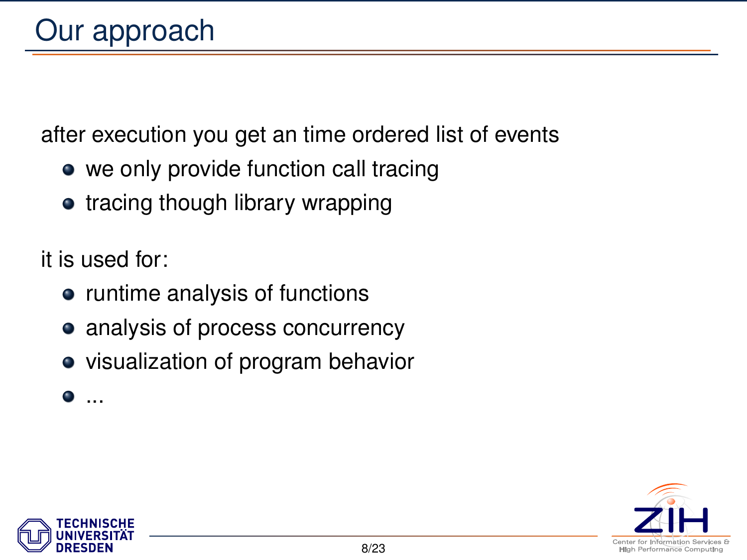# Our approach

after execution you get an time ordered list of events

- we only provide function call tracing
- tracing though library wrapping

it is used for:

- runtime analysis of functions
- analysis of process concurrency
- visualization of program behavior
- ...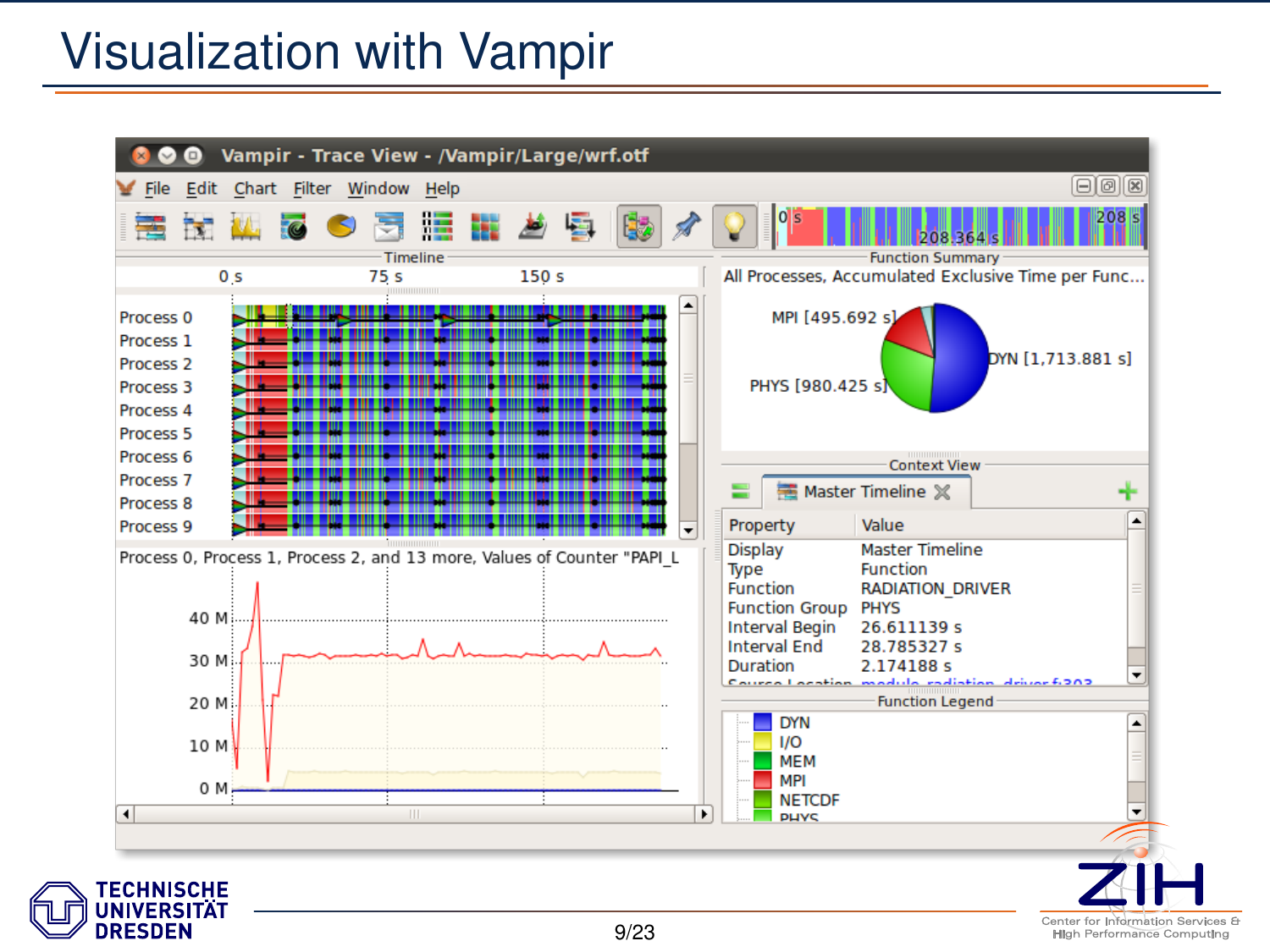# Visualization with Vampir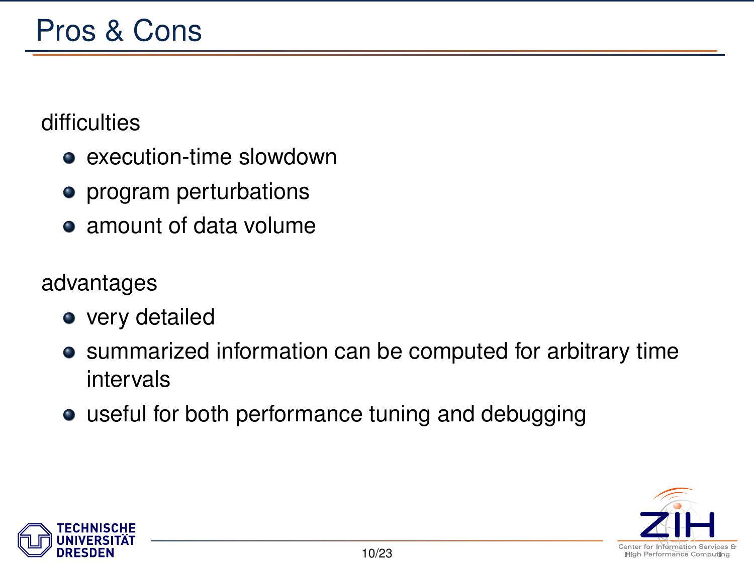# Pros & Cons

difficulties

- execution-time slowdown
- program perturbations
- amount of data volume

advantages

- very detailed
- summarized information can be computed for arbitrary time intervals
- useful for both performance tuning and debugging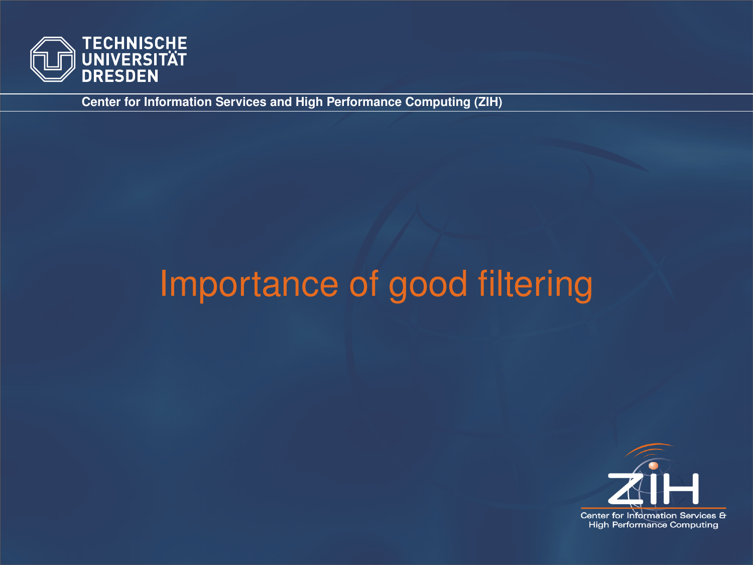# Importance of good filtering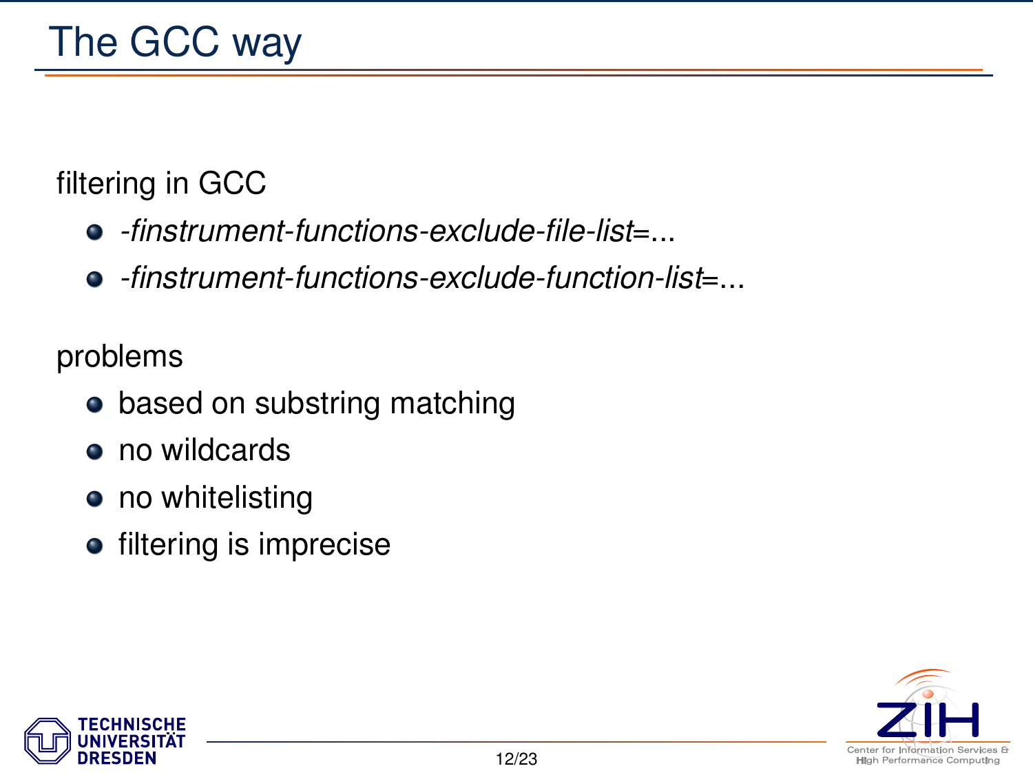# The GCC way

filtering in GCC

- *-finstrument-functions-exclude-file-list*=...
- *-finstrument-functions-exclude-function-list*=...

problems

- based on substring matching
- no wildcards
- no whitelisting
- filtering is imprecise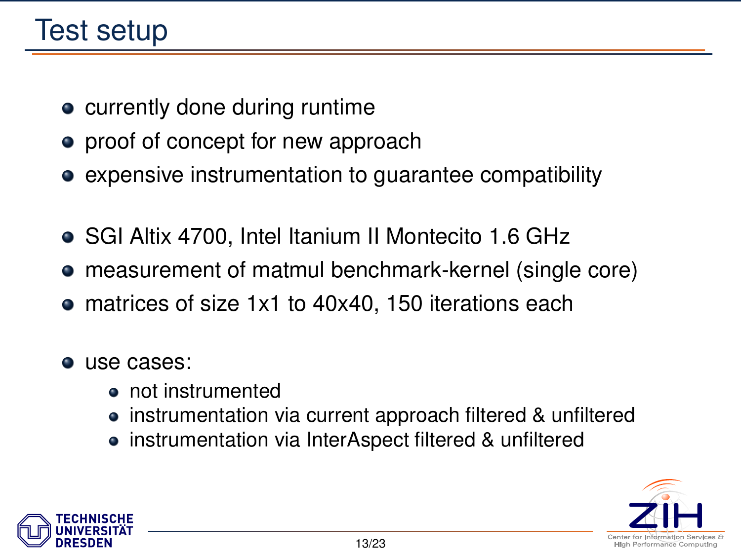# Test setup

- currently done during runtime
- proof of concept for new approach
- expensive instrumentation to guarantee compatibility

- SGI Altix 4700, Intel Itanium II Montecito 1.6 GHz
- measurement of matmul benchmark-kernel (single core)
- matrices of size 1x1 to 40x40, 150 iterations each

- use cases:
  - not instrumented
  - instrumentation via current approach filtered & unfiltered
  - instrumentation via InterAspect filtered & unfiltered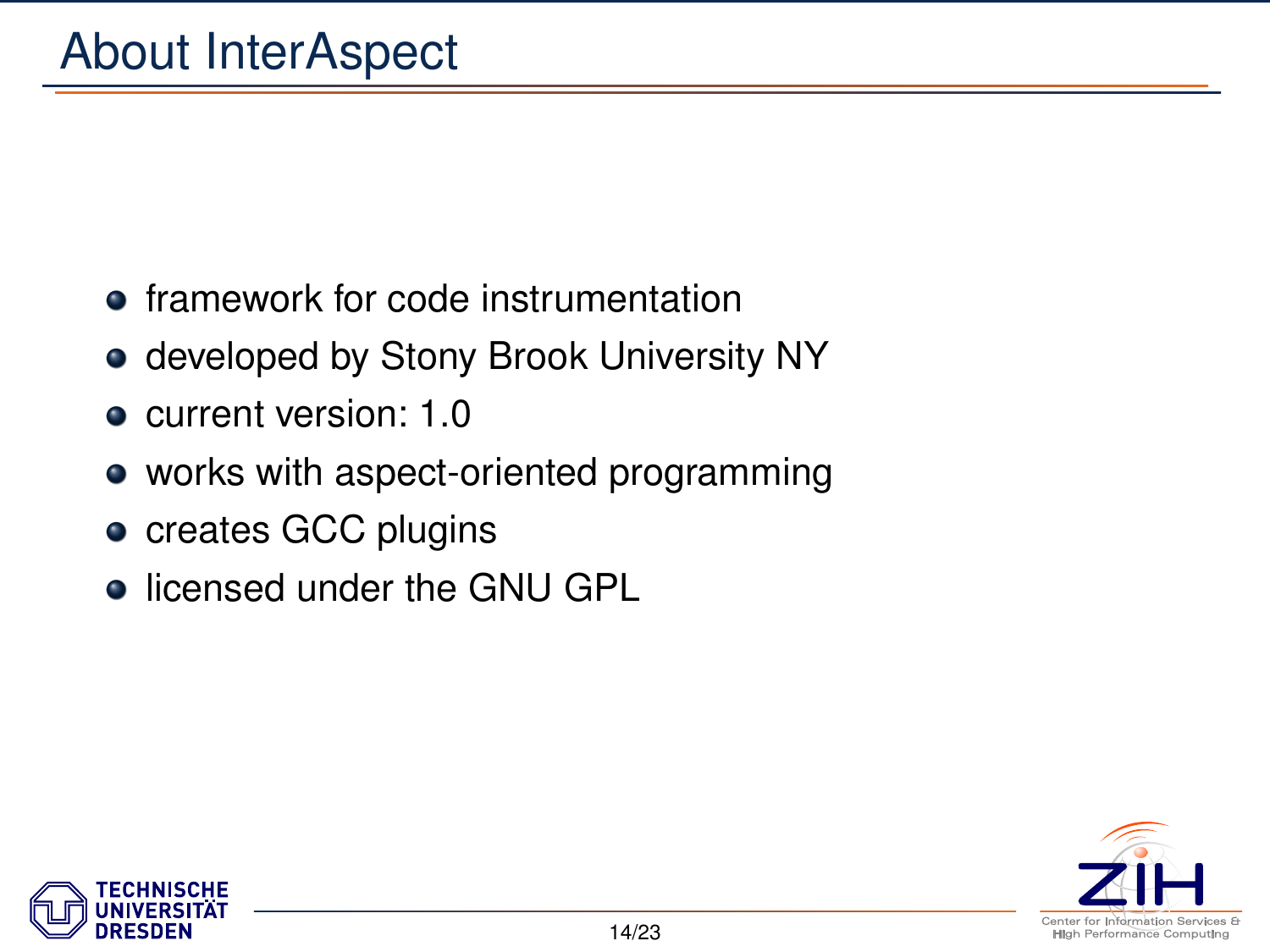# About InterAspect

- framework for code instrumentation
- developed by Stony Brook University NY
- current version: 1.0
- works with aspect-oriented programming
- creates GCC plugins
- licensed under the GNU GPL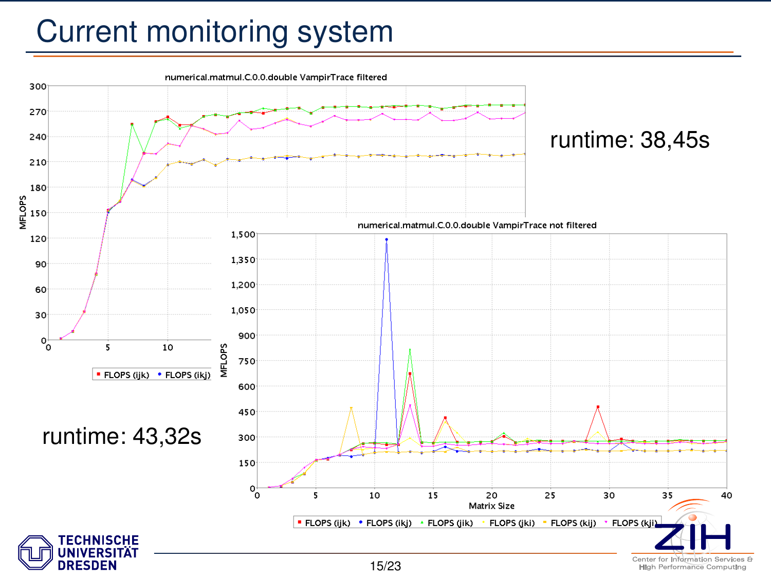# Current monitoring system

numerical.matmul.C.0.0.double VampirTrace filtered

runtime: 38,45s

numerical.matmul.C.0.0.double VampirTrace not filtered

runtime: 43,32s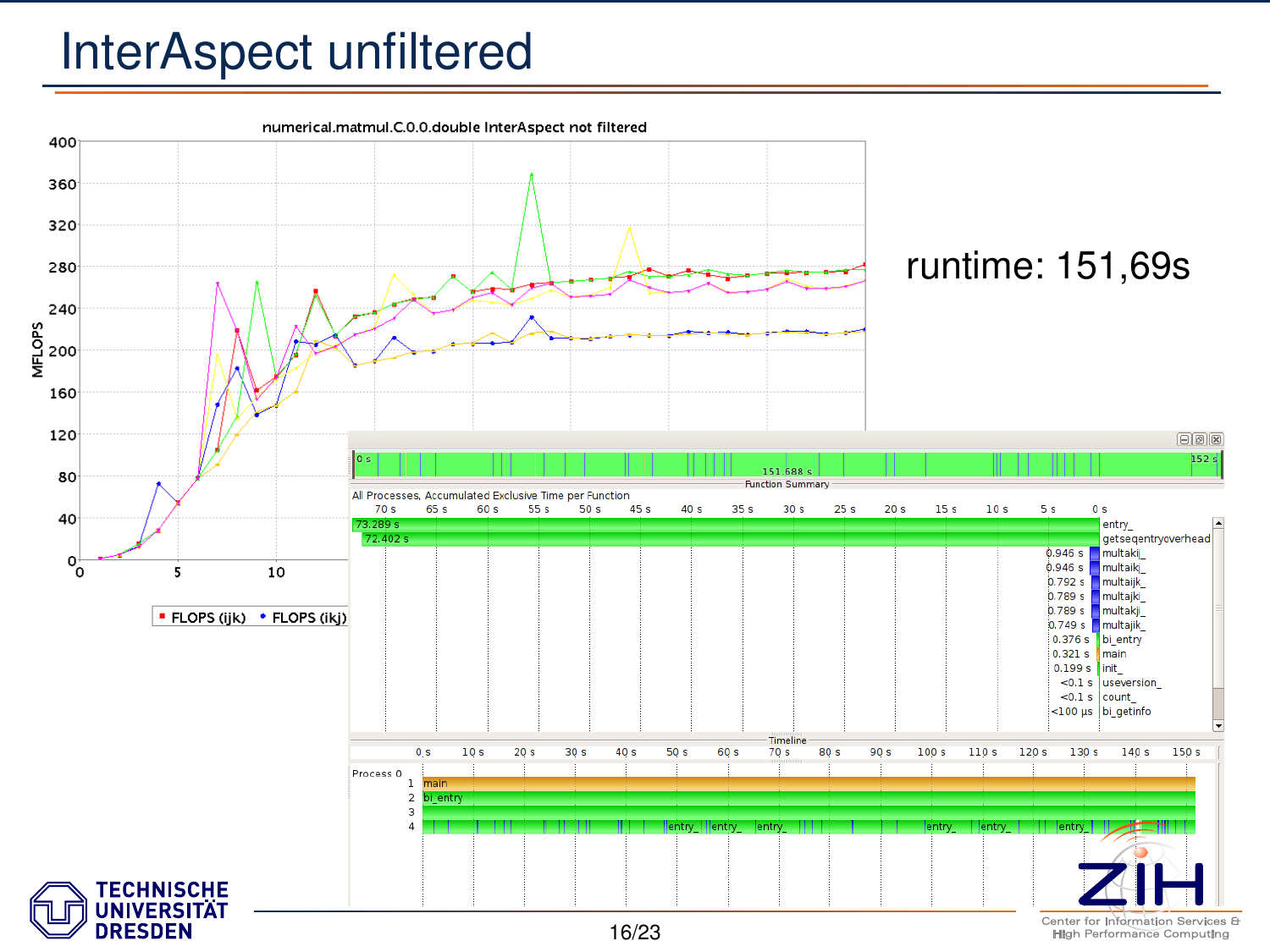# InterAspect unfiltered

numerical.matmul.C.0.0.double InterAspect not filtered

MFLOPS

FLOPS (ijk) FLOPS (ikj)

runtime: 151,69s

Function Summary

All Processes, Accumulated Exclusive Time per Function

| Time | Function |
|---|---|
| 73.289 s | entry_ |
| 72.402 s | getseqentryoverhead |
| 0.946 s | multakij_ |
| 0.946 s | multaikj_ |
| 0.792 s | multaijk_ |
| 0.789 s | multajki_ |
| 0.789 s | multakji_ |
| 0.749 s | multajik_ |
| 0.376 s | bi_entry |
| 0.321 s | main |
| 0.199 s | init_ |
| <0.1 s | useversion_ |
| <0.1 s | count_ |
| <100 µs | bi_getinfo |

Timeline

Process 0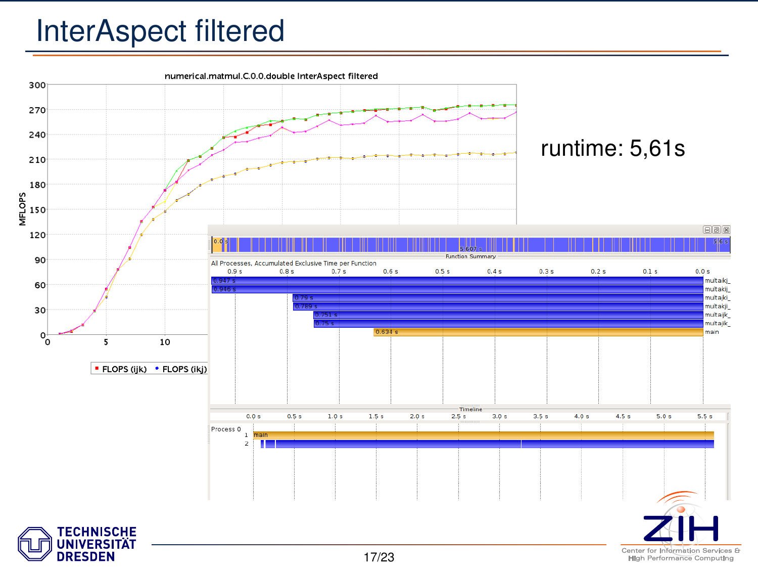# InterAspect filtered

numerical.matmul.C.0.0.double InterAspect filtered

runtime: 5,61s

All Processes, Accumulated Exclusive Time per Function

| Time | Function |
|---|---|
| 0.947 s | multaikj_ |
| 0.946 s | multakij_ |
| 0.79 s | multajki_ |
| 0.789 s | multakji_ |
| 0.751 s | multaijk_ |
| 0.75 s | multajik_ |
| 0.634 s | main |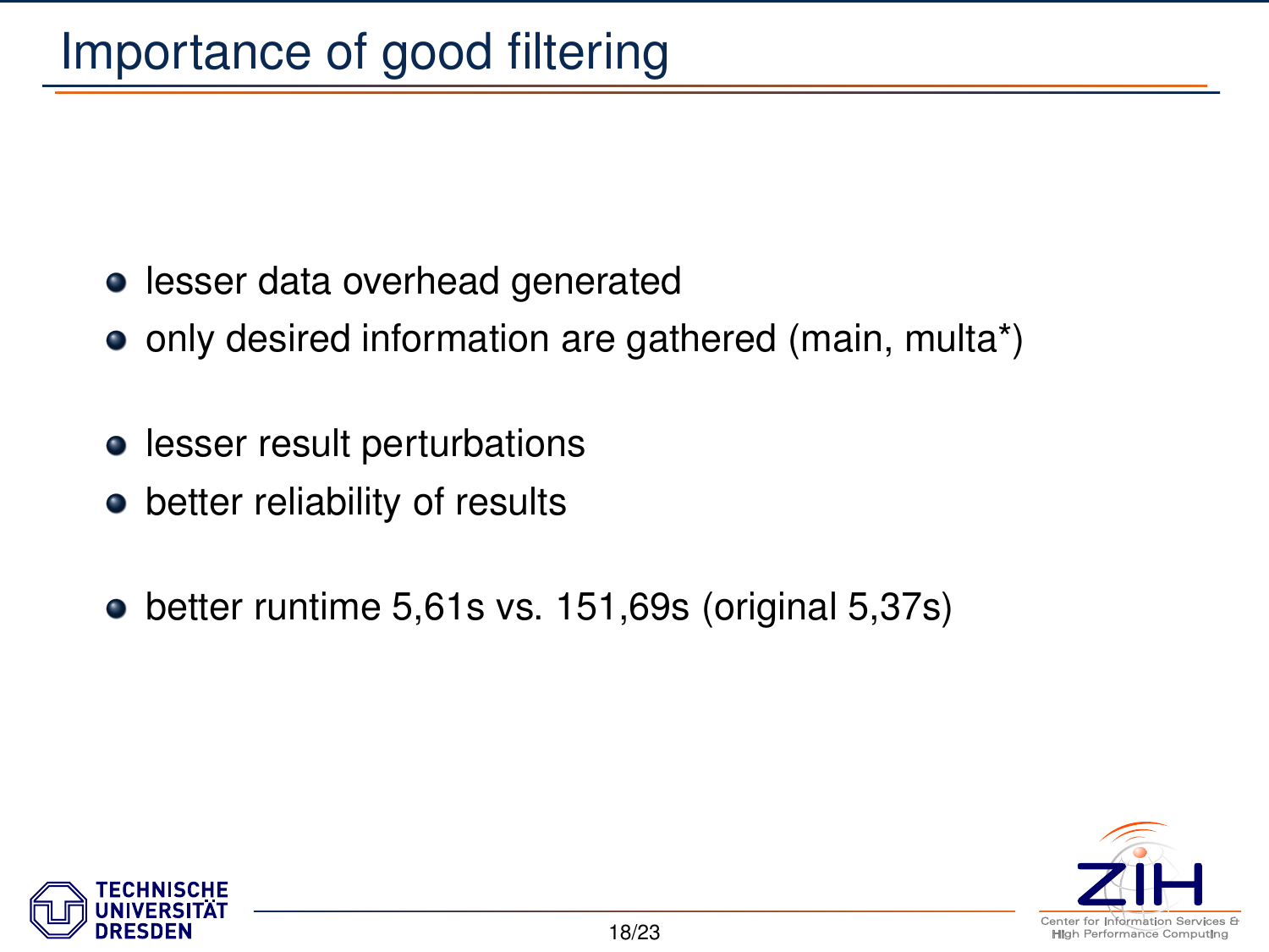# Importance of good filtering

- lesser data overhead generated
- only desired information are gathered (main, multa*)

- lesser result perturbations
- better reliability of results

- better runtime 5,61s vs. 151,69s (original 5,37s)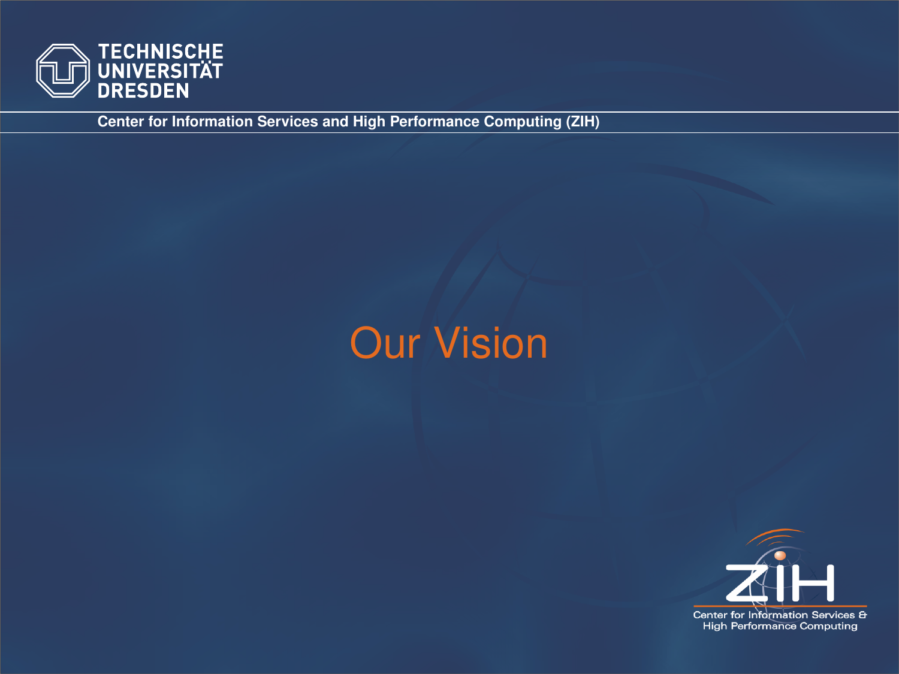# Our Vision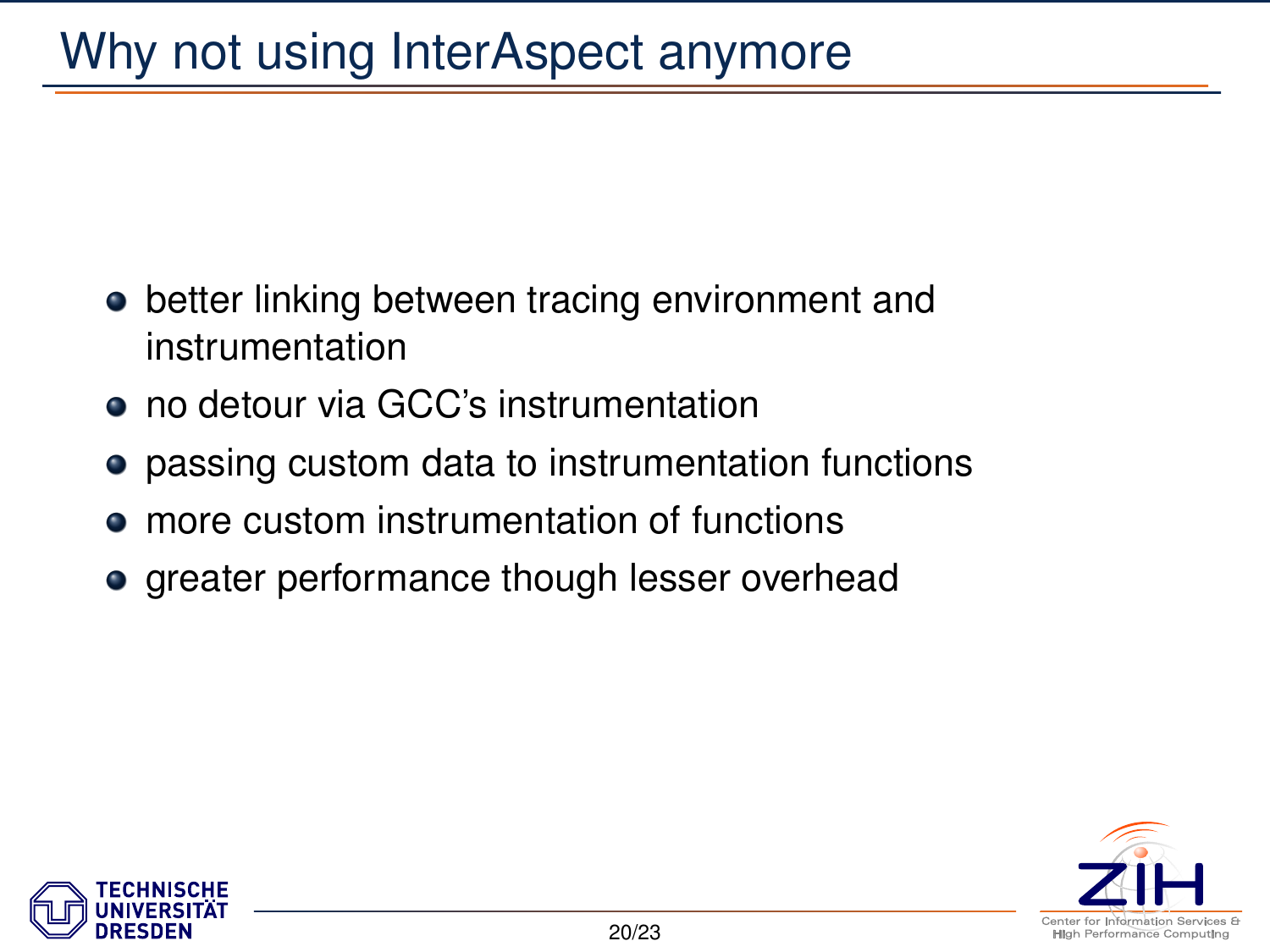# Why not using InterAspect anymore

- better linking between tracing environment and instrumentation
- no detour via GCC's instrumentation
- passing custom data to instrumentation functions
- more custom instrumentation of functions
- greater performance though lesser overhead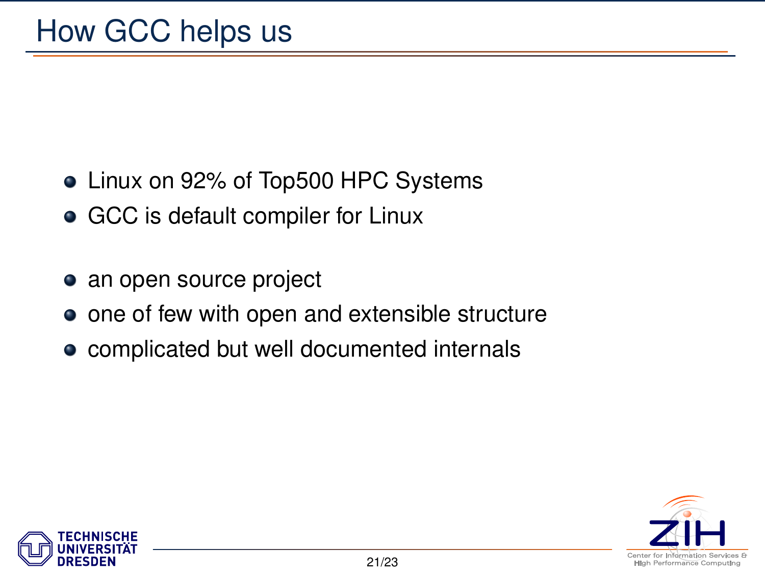# How GCC helps us

- Linux on 92% of Top500 HPC Systems
- GCC is default compiler for Linux

- an open source project
- one of few with open and extensible structure
- complicated but well documented internals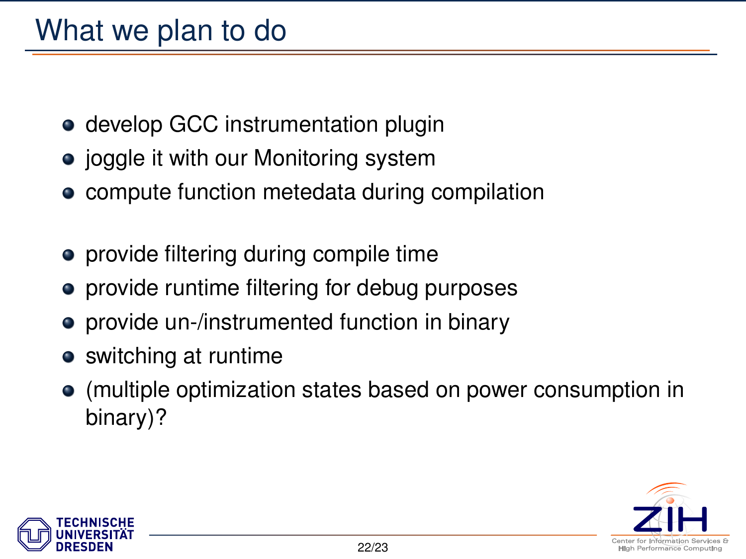# What we plan to do

- develop GCC instrumentation plugin
- joggle it with our Monitoring system
- compute function metedata during compilation

- provide filtering during compile time
- provide runtime filtering for debug purposes
- provide un-/instrumented function in binary
- switching at runtime
- (multiple optimization states based on power consumption in binary)?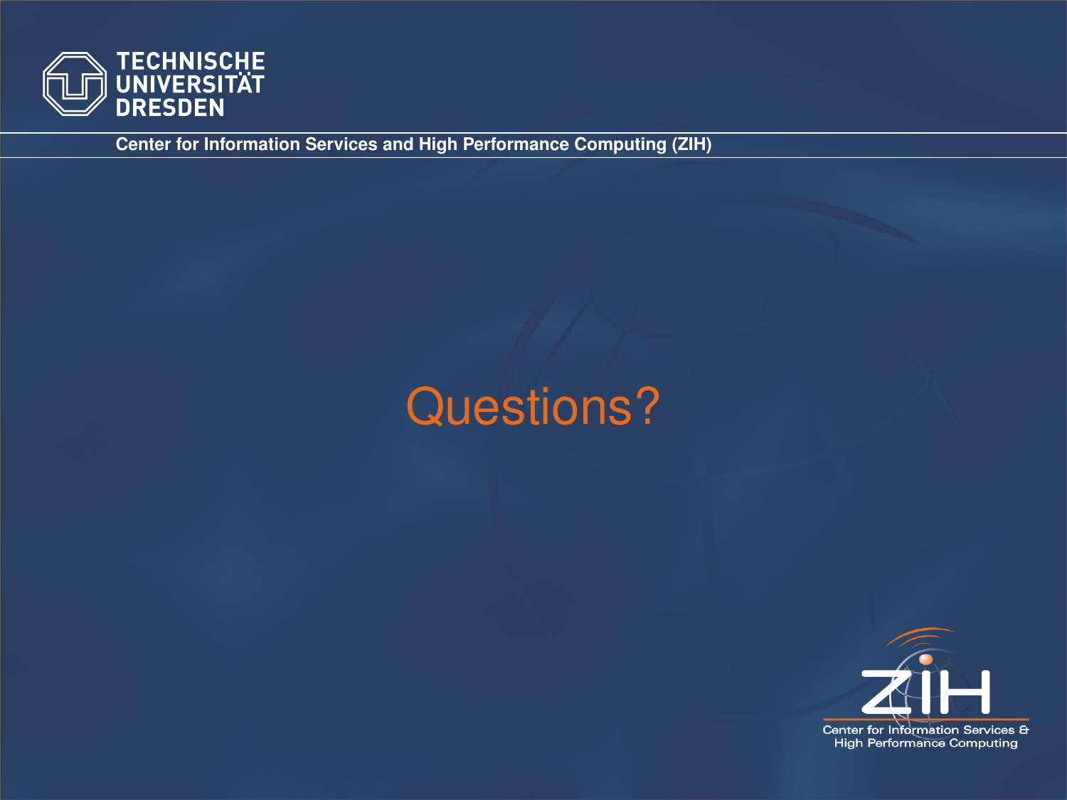# Questions?